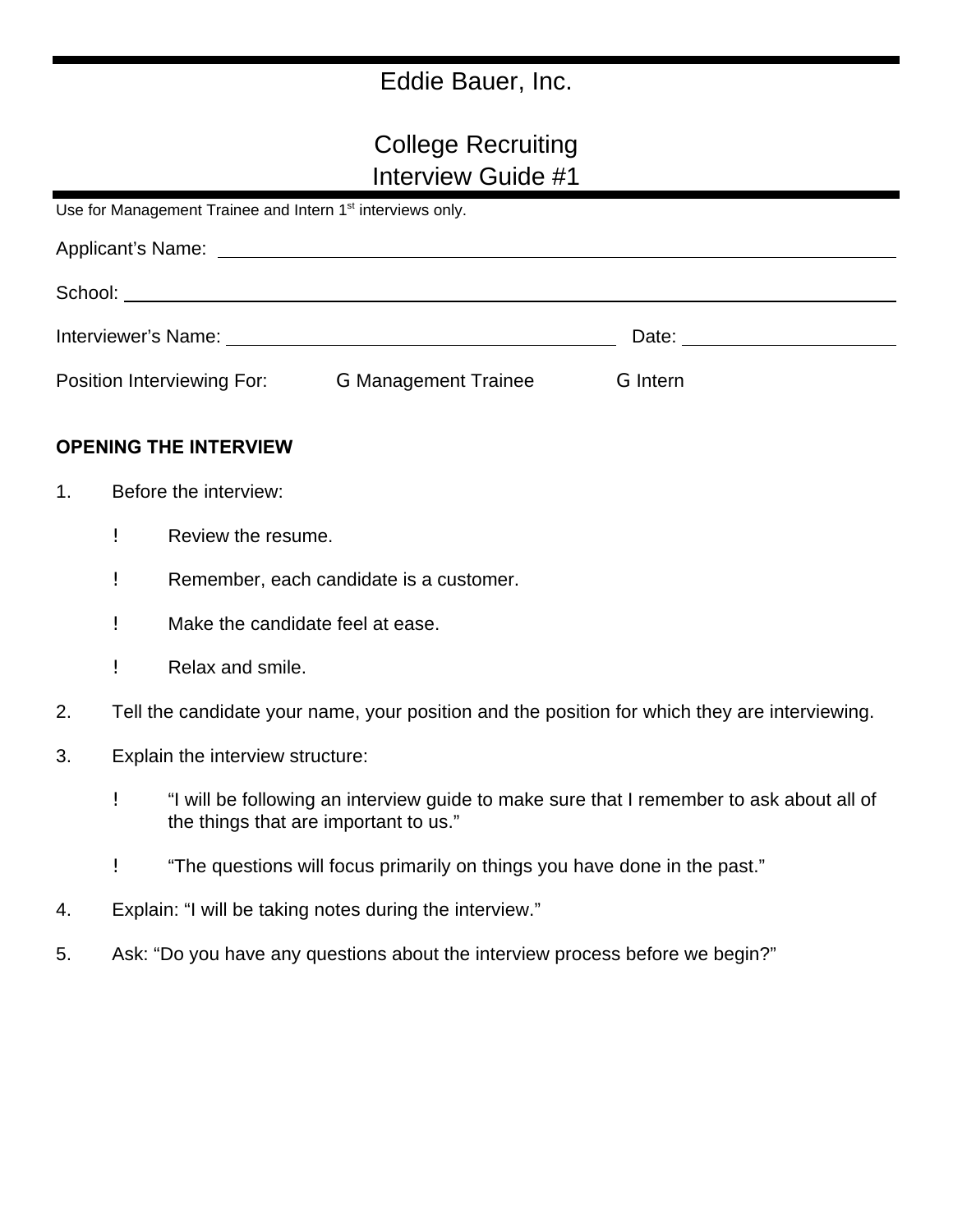# Eddie Bauer, Inc.

## College Recruiting
## Interview Guide #1

Use for Management Trainee and Intern 1st interviews only.

Applicant's Name: ______________________________

School: ______________________________

Interviewer's Name: ______________________________ Date: ______________

Position Interviewing For: ☐ Management Trainee ☐ Intern

**OPENING THE INTERVIEW**

1. Before the interview:
   - Review the resume.
   - Remember, each candidate is a customer.
   - Make the candidate feel at ease.
   - Relax and smile.
2. Tell the candidate your name, your position and the position for which they are interviewing.
3. Explain the interview structure:
   - "I will be following an interview guide to make sure that I remember to ask about all of the things that are important to us."
   - "The questions will focus primarily on things you have done in the past."
4. Explain: "I will be taking notes during the interview."
5. Ask: "Do you have any questions about the interview process before we begin?"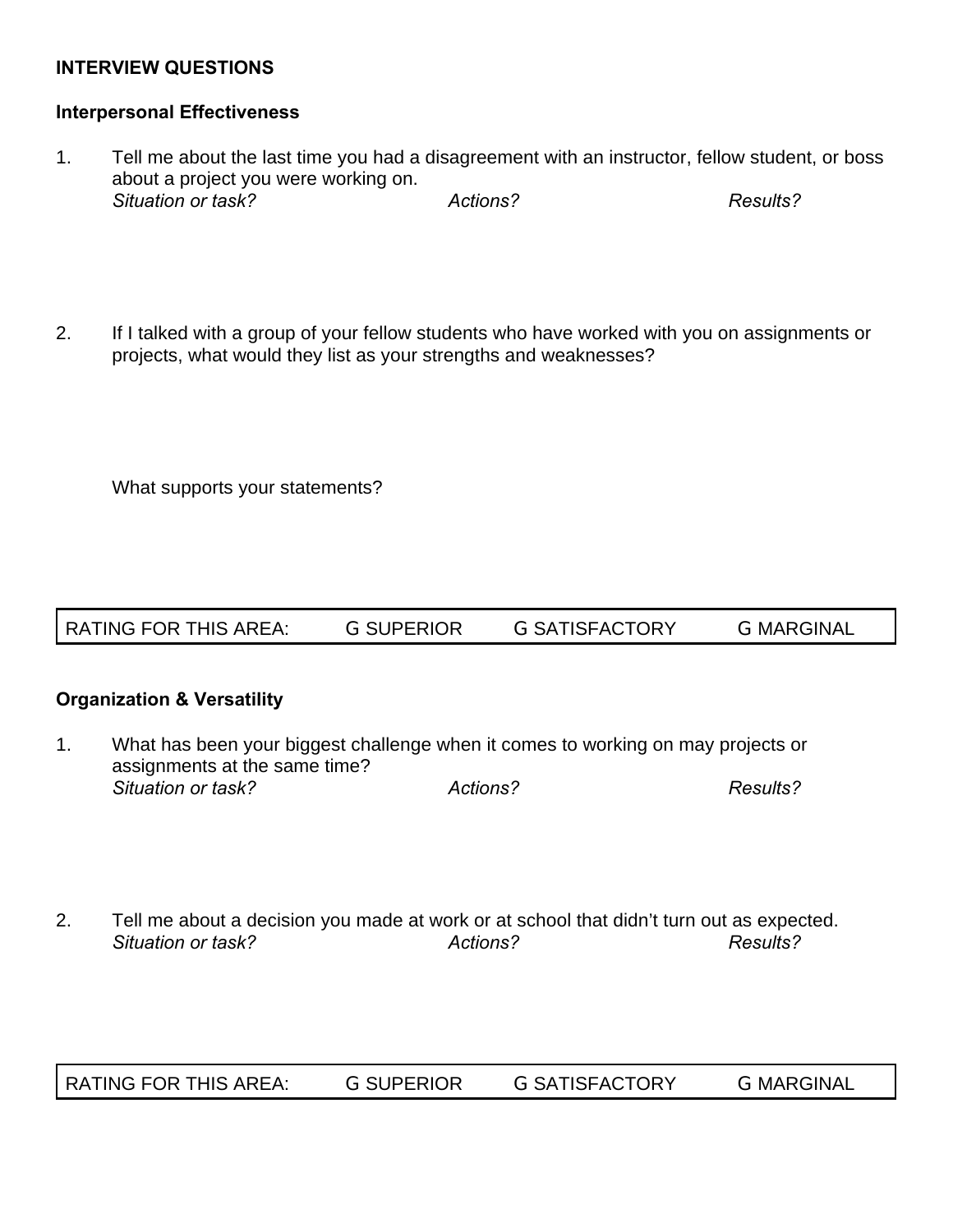**INTERVIEW QUESTIONS**

**Interpersonal Effectiveness**

1. Tell me about the last time you had a disagreement with an instructor, fellow student, or boss about a project you were working on.
   *Situation or task?* *Actions?* *Results?*

2. If I talked with a group of your fellow students who have worked with you on assignments or projects, what would they list as your strengths and weaknesses?

   What supports your statements?

| RATING FOR THIS AREA: | G SUPERIOR | G SATISFACTORY | G MARGINAL |
|---|---|---|---|

**Organization & Versatility**

1. What has been your biggest challenge when it comes to working on may projects or assignments at the same time?
   *Situation or task?* *Actions?* *Results?*

2. Tell me about a decision you made at work or at school that didn't turn out as expected.
   *Situation or task?* *Actions?* *Results?*

| RATING FOR THIS AREA: | G SUPERIOR | G SATISFACTORY | G MARGINAL |
|---|---|---|---|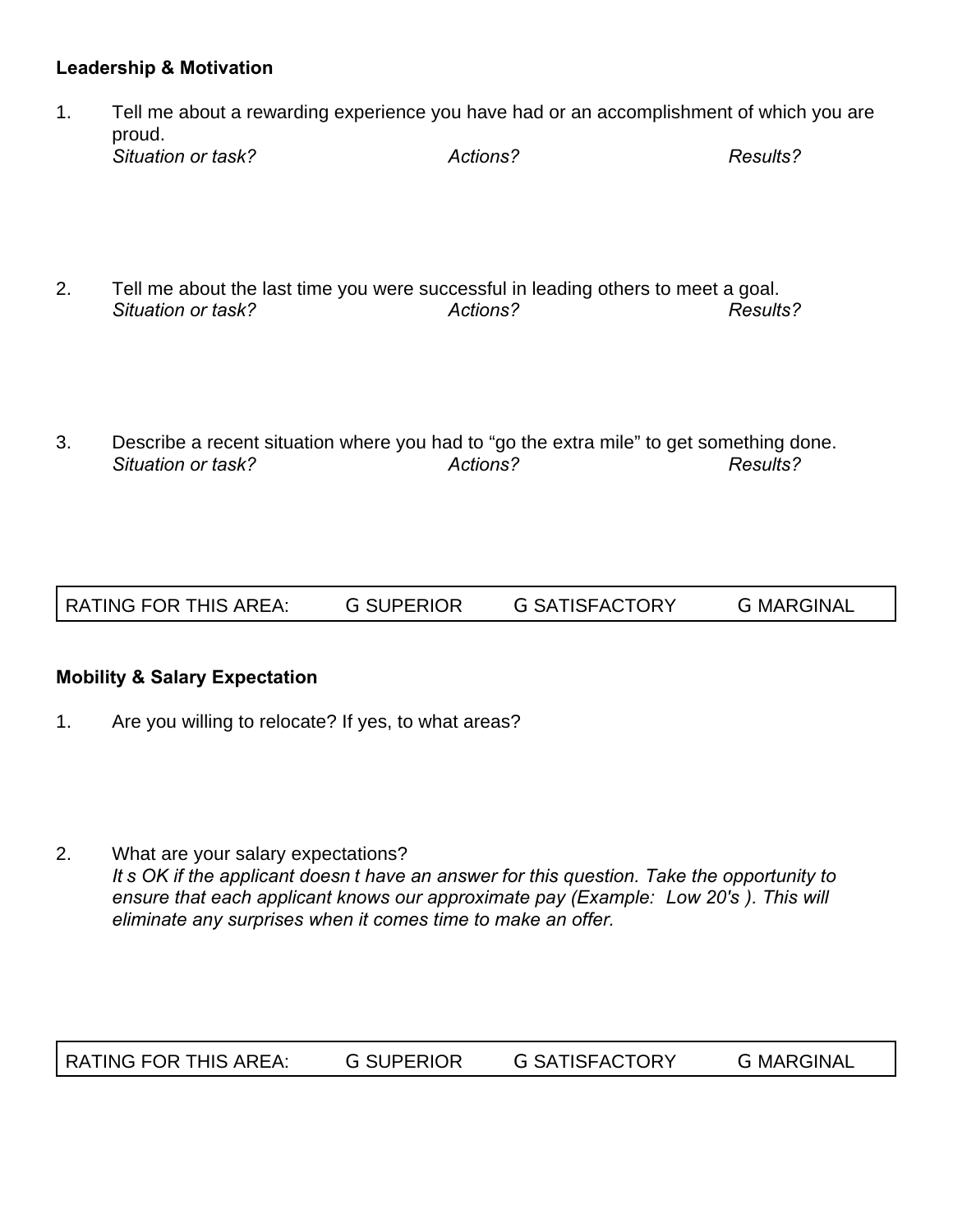**Leadership & Motivation**

1. Tell me about a rewarding experience you have had or an accomplishment of which you are proud.
   *Situation or task?* *Actions?* *Results?*

2. Tell me about the last time you were successful in leading others to meet a goal.
   *Situation or task?* *Actions?* *Results?*

3. Describe a recent situation where you had to "go the extra mile" to get something done.
   *Situation or task?* *Actions?* *Results?*

| RATING FOR THIS AREA: | G SUPERIOR | G SATISFACTORY | G MARGINAL |
|---|---|---|---|

**Mobility & Salary Expectation**

1. Are you willing to relocate? If yes, to what areas?

2. What are your salary expectations?
   *It s OK if the applicant doesn t have an answer for this question. Take the opportunity to ensure that each applicant knows our approximate pay (Example: Low 20's ). This will eliminate any surprises when it comes time to make an offer.*

| RATING FOR THIS AREA: | G SUPERIOR | G SATISFACTORY | G MARGINAL |
|---|---|---|---|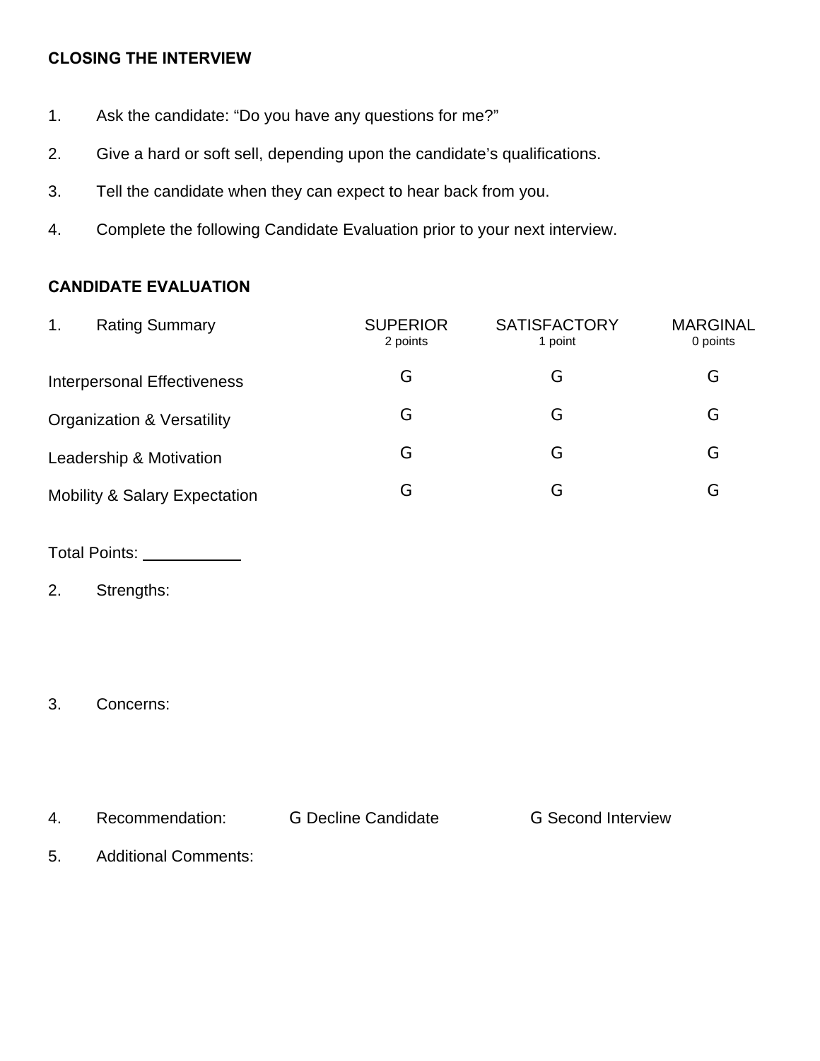**CLOSING THE INTERVIEW**

1. Ask the candidate: "Do you have any questions for me?"
2. Give a hard or soft sell, depending upon the candidate's qualifications.
3. Tell the candidate when they can expect to hear back from you.
4. Complete the following Candidate Evaluation prior to your next interview.

**CANDIDATE EVALUATION**

| 1. Rating Summary | SUPERIOR<br>2 points | SATISFACTORY<br>1 point | MARGINAL<br>0 points |
|---|---|---|---|
| Interpersonal Effectiveness | G | G | G |
| Organization & Versatility | G | G | G |
| Leadership & Motivation | G | G | G |
| Mobility & Salary Expectation | G | G | G |

Total Points: ___________

2. Strengths:

3. Concerns:

4. Recommendation: G Decline Candidate G Second Interview

5. Additional Comments: